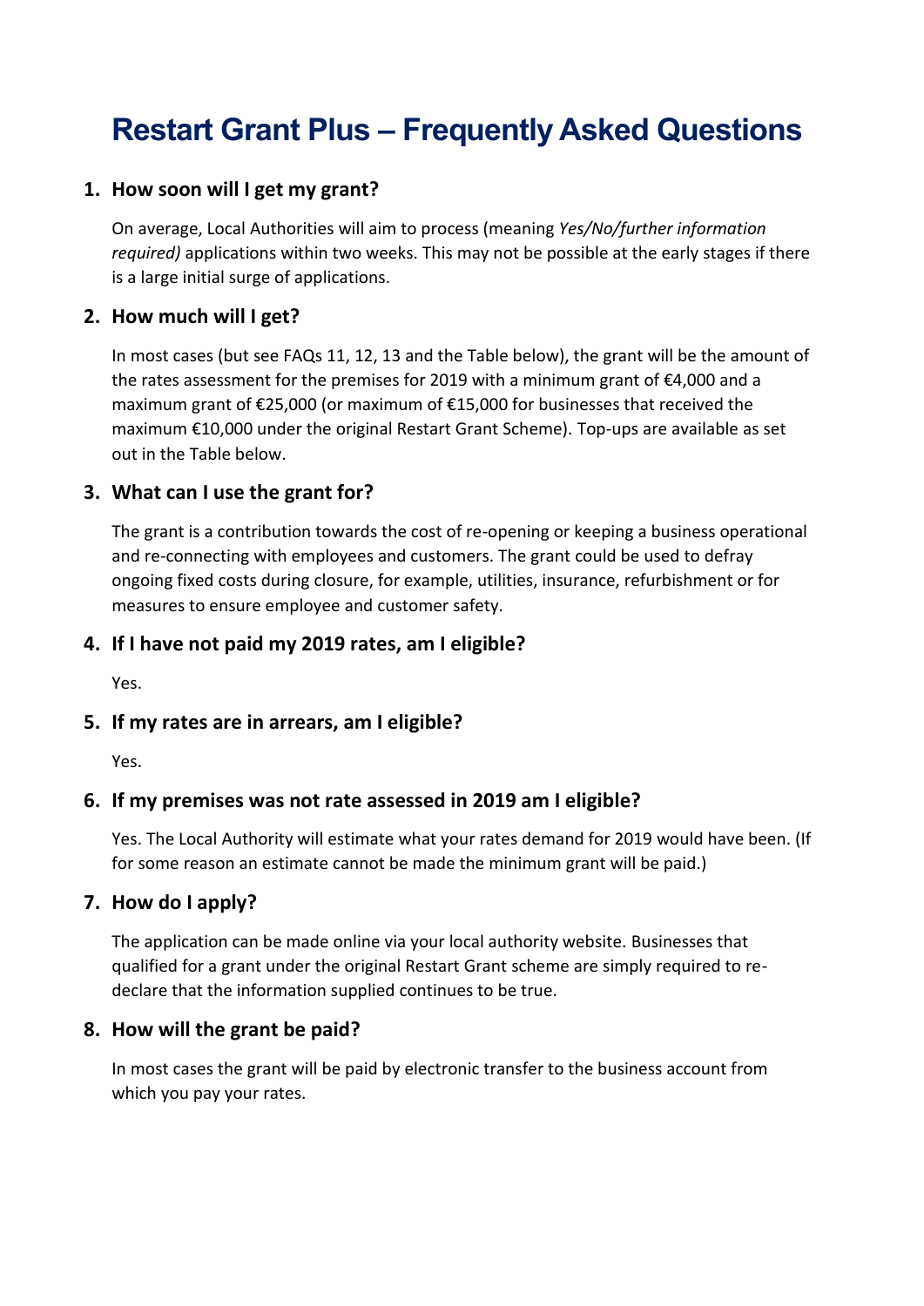# Restart Grant Plus – Frequently Asked Questions

## 1. How soon will I get my grant?

On average, Local Authorities will aim to process (meaning *Yes/No/further information required)* applications within two weeks. This may not be possible at the early stages if there is a large initial surge of applications.

## 2. How much will I get?

In most cases (but see FAQs 11, 12, 13 and the Table below), the grant will be the amount of the rates assessment for the premises for 2019 with a minimum grant of €4,000 and a maximum grant of €25,000 (or maximum of €15,000 for businesses that received the maximum €10,000 under the original Restart Grant Scheme). Top-ups are available as set out in the Table below.

## 3. What can I use the grant for?

The grant is a contribution towards the cost of re-opening or keeping a business operational and re-connecting with employees and customers. The grant could be used to defray ongoing fixed costs during closure, for example, utilities, insurance, refurbishment or for measures to ensure employee and customer safety.

## 4. If I have not paid my 2019 rates, am I eligible?

Yes.

## 5. If my rates are in arrears, am I eligible?

Yes.

## 6. If my premises was not rate assessed in 2019 am I eligible?

Yes. The Local Authority will estimate what your rates demand for 2019 would have been. (If for some reason an estimate cannot be made the minimum grant will be paid.)

## 7. How do I apply?

The application can be made online via your local authority website. Businesses that qualified for a grant under the original Restart Grant scheme are simply required to re-declare that the information supplied continues to be true.

## 8. How will the grant be paid?

In most cases the grant will be paid by electronic transfer to the business account from which you pay your rates.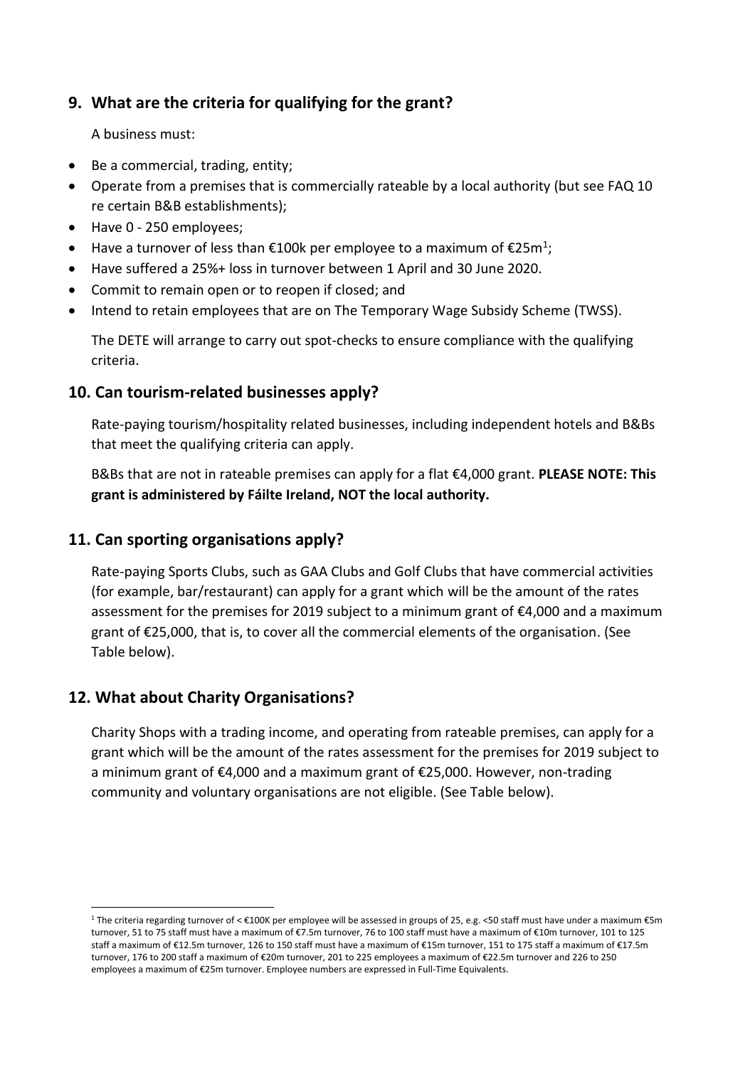## 9. What are the criteria for qualifying for the grant?

A business must:

- Be a commercial, trading, entity;
- Operate from a premises that is commercially rateable by a local authority (but see FAQ 10 re certain B&B establishments);
- Have 0 - 250 employees;
- Have a turnover of less than €100k per employee to a maximum of €25m[1];
- Have suffered a 25%+ loss in turnover between 1 April and 30 June 2020.
- Commit to remain open or to reopen if closed; and
- Intend to retain employees that are on The Temporary Wage Subsidy Scheme (TWSS).

The DETE will arrange to carry out spot-checks to ensure compliance with the qualifying criteria.

## 10. Can tourism-related businesses apply?

Rate-paying tourism/hospitality related businesses, including independent hotels and B&Bs that meet the qualifying criteria can apply.

B&Bs that are not in rateable premises can apply for a flat €4,000 grant. **PLEASE NOTE: This grant is administered by Fáilte Ireland, NOT the local authority.**

## 11. Can sporting organisations apply?

Rate-paying Sports Clubs, such as GAA Clubs and Golf Clubs that have commercial activities (for example, bar/restaurant) can apply for a grant which will be the amount of the rates assessment for the premises for 2019 subject to a minimum grant of €4,000 and a maximum grant of €25,000, that is, to cover all the commercial elements of the organisation. (See Table below).

## 12. What about Charity Organisations?

Charity Shops with a trading income, and operating from rateable premises, can apply for a grant which will be the amount of the rates assessment for the premises for 2019 subject to a minimum grant of €4,000 and a maximum grant of €25,000. However, non-trading community and voluntary organisations are not eligible. (See Table below).

---

[1] The criteria regarding turnover of < €100K per employee will be assessed in groups of 25, e.g. <50 staff must have under a maximum €5m turnover, 51 to 75 staff must have a maximum of €7.5m turnover, 76 to 100 staff must have a maximum of €10m turnover, 101 to 125 staff a maximum of €12.5m turnover, 126 to 150 staff must have a maximum of €15m turnover, 151 to 175 staff a maximum of €17.5m turnover, 176 to 200 staff a maximum of €20m turnover, 201 to 225 employees a maximum of €22.5m turnover and 226 to 250 employees a maximum of €25m turnover. Employee numbers are expressed in Full-Time Equivalents.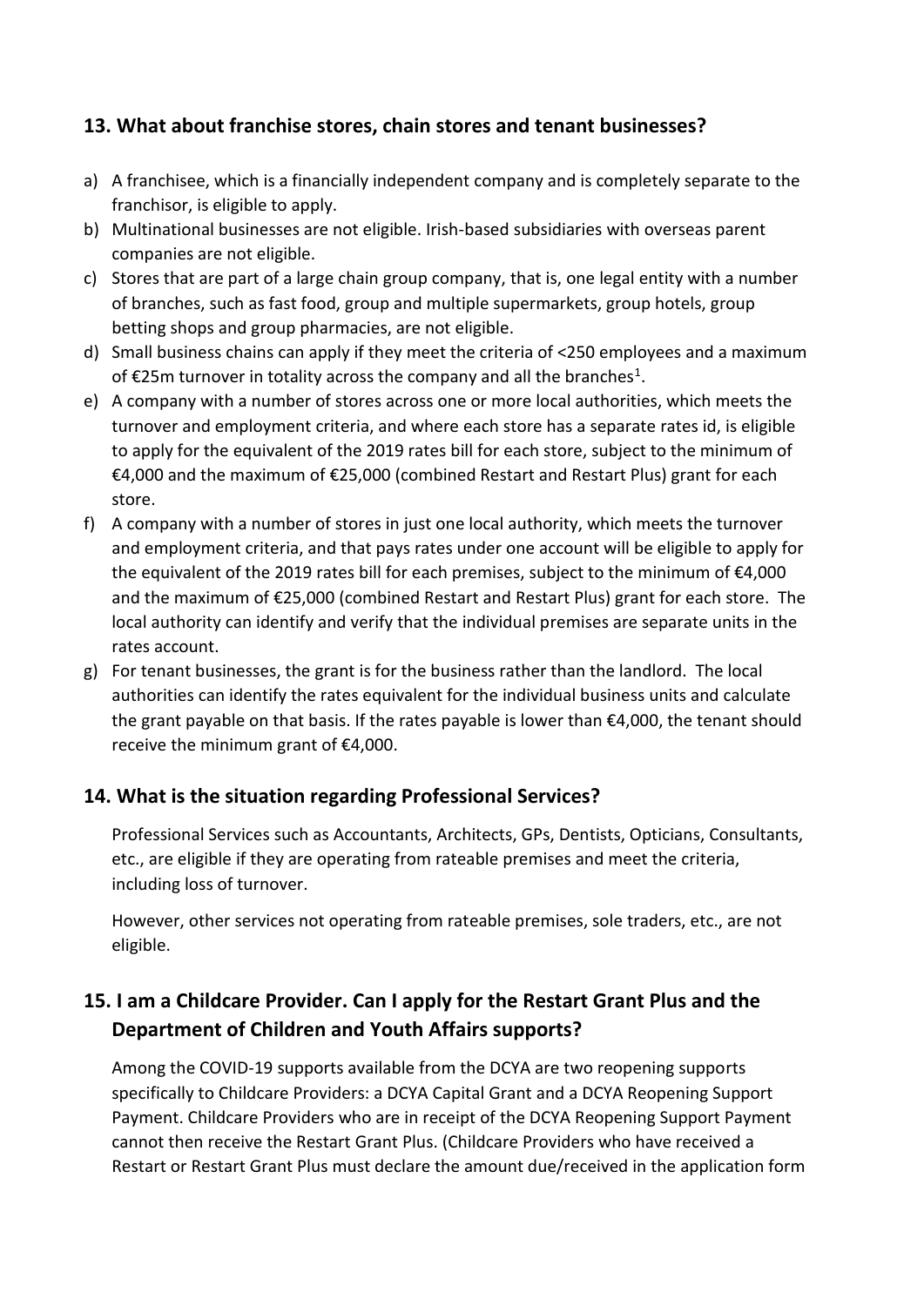## 13. What about franchise stores, chain stores and tenant businesses?

a) A franchisee, which is a financially independent company and is completely separate to the franchisor, is eligible to apply.
b) Multinational businesses are not eligible. Irish-based subsidiaries with overseas parent companies are not eligible.
c) Stores that are part of a large chain group company, that is, one legal entity with a number of branches, such as fast food, group and multiple supermarkets, group hotels, group betting shops and group pharmacies, are not eligible.
d) Small business chains can apply if they meet the criteria of <250 employees and a maximum of €25m turnover in totality across the company and all the branches[1].
e) A company with a number of stores across one or more local authorities, which meets the turnover and employment criteria, and where each store has a separate rates id, is eligible to apply for the equivalent of the 2019 rates bill for each store, subject to the minimum of €4,000 and the maximum of €25,000 (combined Restart and Restart Plus) grant for each store.
f) A company with a number of stores in just one local authority, which meets the turnover and employment criteria, and that pays rates under one account will be eligible to apply for the equivalent of the 2019 rates bill for each premises, subject to the minimum of €4,000 and the maximum of €25,000 (combined Restart and Restart Plus) grant for each store. The local authority can identify and verify that the individual premises are separate units in the rates account.
g) For tenant businesses, the grant is for the business rather than the landlord. The local authorities can identify the rates equivalent for the individual business units and calculate the grant payable on that basis. If the rates payable is lower than €4,000, the tenant should receive the minimum grant of €4,000.

## 14. What is the situation regarding Professional Services?

Professional Services such as Accountants, Architects, GPs, Dentists, Opticians, Consultants, etc., are eligible if they are operating from rateable premises and meet the criteria, including loss of turnover.

However, other services not operating from rateable premises, sole traders, etc., are not eligible.

## 15. I am a Childcare Provider. Can I apply for the Restart Grant Plus and the Department of Children and Youth Affairs supports?

Among the COVID-19 supports available from the DCYA are two reopening supports specifically to Childcare Providers: a DCYA Capital Grant and a DCYA Reopening Support Payment. Childcare Providers who are in receipt of the DCYA Reopening Support Payment cannot then receive the Restart Grant Plus. (Childcare Providers who have received a Restart or Restart Grant Plus must declare the amount due/received in the application form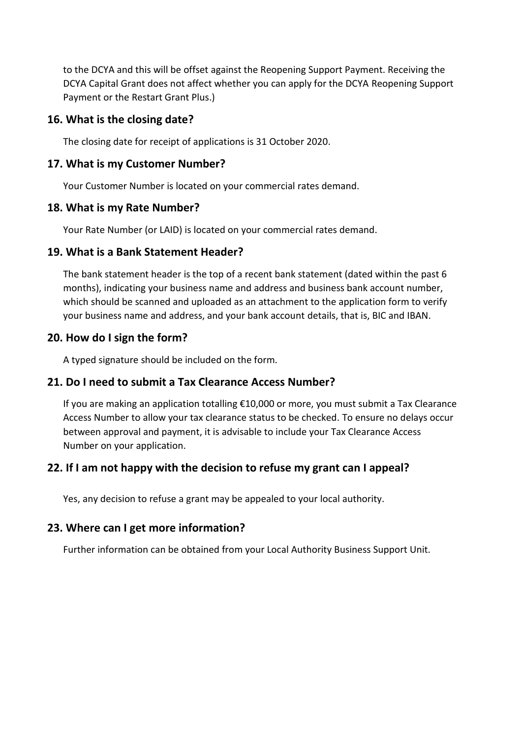to the DCYA and this will be offset against the Reopening Support Payment. Receiving the DCYA Capital Grant does not affect whether you can apply for the DCYA Reopening Support Payment or the Restart Grant Plus.)

## 16. What is the closing date?

The closing date for receipt of applications is 31 October 2020.

## 17. What is my Customer Number?

Your Customer Number is located on your commercial rates demand.

## 18. What is my Rate Number?

Your Rate Number (or LAID) is located on your commercial rates demand.

## 19. What is a Bank Statement Header?

The bank statement header is the top of a recent bank statement (dated within the past 6 months), indicating your business name and address and business bank account number, which should be scanned and uploaded as an attachment to the application form to verify your business name and address, and your bank account details, that is, BIC and IBAN.

## 20. How do I sign the form?

A typed signature should be included on the form.

## 21. Do I need to submit a Tax Clearance Access Number?

If you are making an application totalling €10,000 or more, you must submit a Tax Clearance Access Number to allow your tax clearance status to be checked. To ensure no delays occur between approval and payment, it is advisable to include your Tax Clearance Access Number on your application.

## 22. If I am not happy with the decision to refuse my grant can I appeal?

Yes, any decision to refuse a grant may be appealed to your local authority.

## 23. Where can I get more information?

Further information can be obtained from your Local Authority Business Support Unit.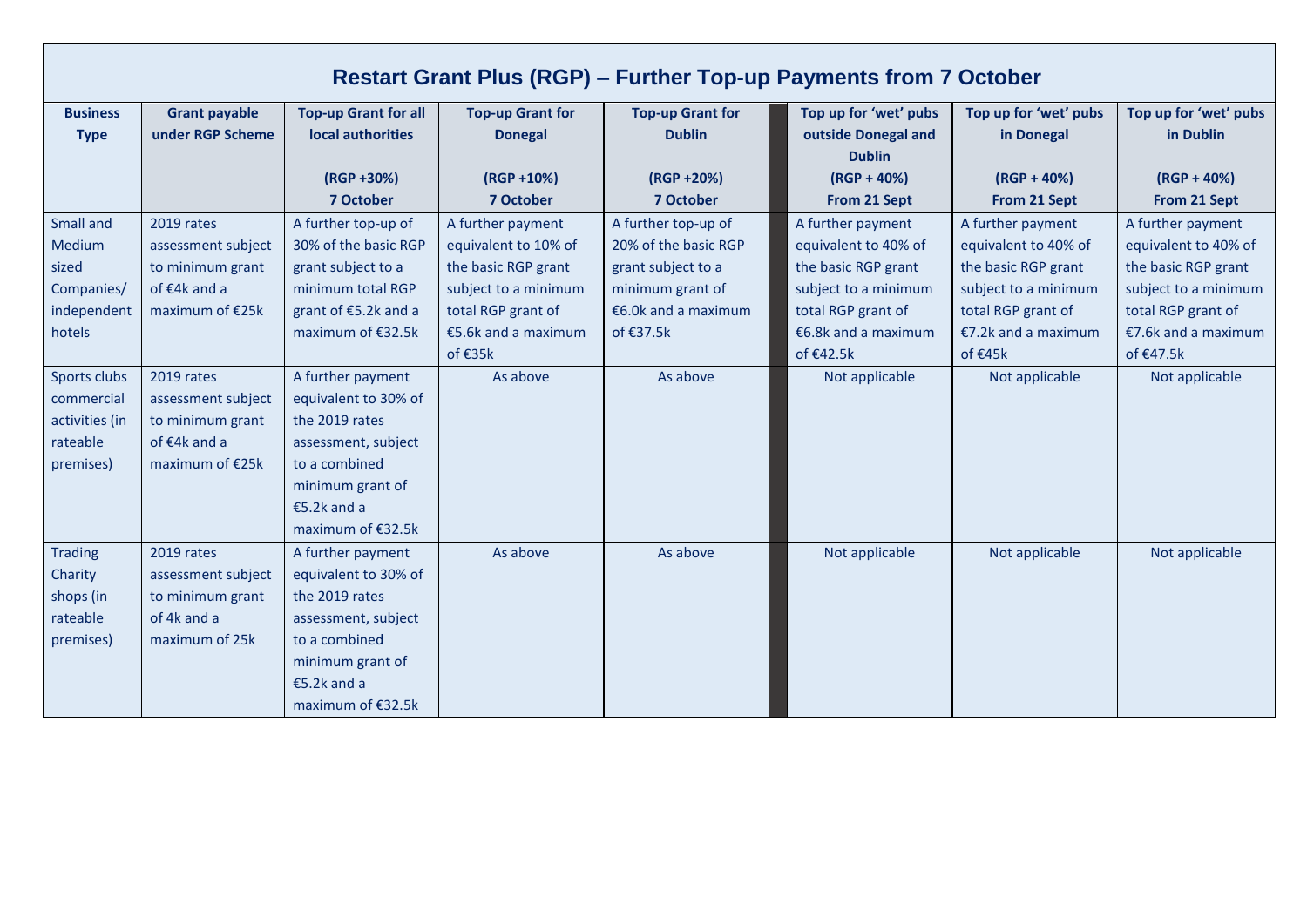## Restart Grant Plus (RGP) – Further Top-up Payments from 7 October

| Business Type | Grant payable under RGP Scheme | Top-up Grant for all local authorities (RGP +30%) 7 October | Top-up Grant for Donegal (RGP +10%) 7 October | Top-up Grant for Dublin (RGP +20%) 7 October | Top up for 'wet' pubs outside Donegal and Dublin (RGP + 40%) From 21 Sept | Top up for 'wet' pubs in Donegal (RGP + 40%) From 21 Sept | Top up for 'wet' pubs in Dublin (RGP + 40%) From 21 Sept |
|---|---|---|---|---|---|---|---|
| Small and Medium sized Companies/ independent hotels | 2019 rates assessment subject to minimum grant of €4k and a maximum of €25k | A further top-up of 30% of the basic RGP grant subject to a minimum total RGP grant of €5.2k and a maximum of €32.5k | A further payment equivalent to 10% of the basic RGP grant subject to a minimum total RGP grant of €5.6k and a maximum of €35k | A further top-up of 20% of the basic RGP grant subject to a minimum grant of €6.0k and a maximum of €37.5k | A further payment equivalent to 40% of the basic RGP grant subject to a minimum total RGP grant of €6.8k and a maximum of €42.5k | A further payment equivalent to 40% of the basic RGP grant subject to a minimum total RGP grant of €7.2k and a maximum of €45k | A further payment equivalent to 40% of the basic RGP grant subject to a minimum total RGP grant of €7.6k and a maximum of €47.5k |
| Sports clubs commercial activities (in rateable premises) | 2019 rates assessment subject to minimum grant of €4k and a maximum of €25k | A further payment equivalent to 30% of the 2019 rates assessment, subject to a combined minimum grant of €5.2k and a maximum of €32.5k | As above | As above | Not applicable | Not applicable | Not applicable |
| Trading Charity shops (in rateable premises) | 2019 rates assessment subject to minimum grant of 4k and a maximum of 25k | A further payment equivalent to 30% of the 2019 rates assessment, subject to a combined minimum grant of €5.2k and a maximum of €32.5k | As above | As above | Not applicable | Not applicable | Not applicable |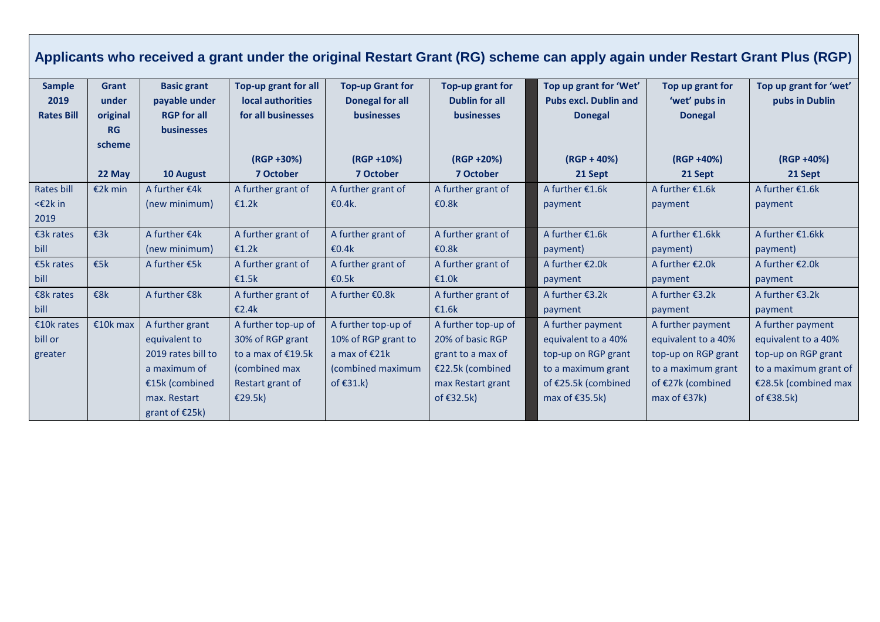# Applicants who received a grant under the original Restart Grant (RG) scheme can apply again under Restart Grant Plus (RGP)

| Sample 2019 Rates Bill | Grant under original RG scheme<br><br>22 May | Basic grant payable under RGP for all businesses<br><br>10 August | Top-up grant for all local authorities for all businesses<br><br>(RGP +30%)<br>7 October | Top-up Grant for Donegal for all businesses<br><br>(RGP +10%)<br>7 October | Top-up grant for Dublin for all businesses<br><br>(RGP +20%)<br>7 October | Top up grant for 'Wet' Pubs excl. Dublin and Donegal<br><br>(RGP + 40%)<br>21 Sept | Top up grant for 'wet' pubs in Donegal<br><br>(RGP +40%)<br>21 Sept | Top up grant for 'wet' pubs in Dublin<br><br>(RGP +40%)<br>21 Sept |
|---|---|---|---|---|---|---|---|---|
| Rates bill <€2k in 2019 | €2k min | A further €4k (new minimum) | A further grant of €1.2k | A further grant of €0.4k. | A further grant of €0.8k | A further €1.6k payment | A further €1.6k payment | A further €1.6k payment |
| €3k rates bill | €3k | A further €4k (new minimum) | A further grant of €1.2k | A further grant of €0.4k | A further grant of €0.8k | A further €1.6k payment) | A further €1.6kk payment) | A further €1.6kk payment) |
| €5k rates bill | €5k | A further €5k | A further grant of €1.5k | A further grant of €0.5k | A further grant of €1.0k | A further €2.0k payment | A further €2.0k payment | A further €2.0k payment |
| €8k rates bill | €8k | A further €8k | A further grant of €2.4k | A further €0.8k | A further grant of €1.6k | A further €3.2k payment | A further €3.2k payment | A further €3.2k payment |
| €10k rates bill or greater | €10k max | A further grant equivalent to 2019 rates bill to a maximum of €15k (combined max. Restart grant of €25k) | A further top-up of 30% of RGP grant to a max of €19.5k (combined max Restart grant of €29.5k) | A further top-up of 10% of RGP grant to a max of €21k (combined maximum of €31.k) | A further top-up of 20% of basic RGP grant to a max of €22.5k (combined max Restart grant of €32.5k) | A further payment equivalent to a 40% top-up on RGP grant to a maximum grant of €25.5k (combined max of €35.5k) | A further payment equivalent to a 40% top-up on RGP grant to a maximum grant of €27k (combined max of €37k) | A further payment equivalent to a 40% top-up on RGP grant to a maximum grant of €28.5k (combined max of €38.5k) |